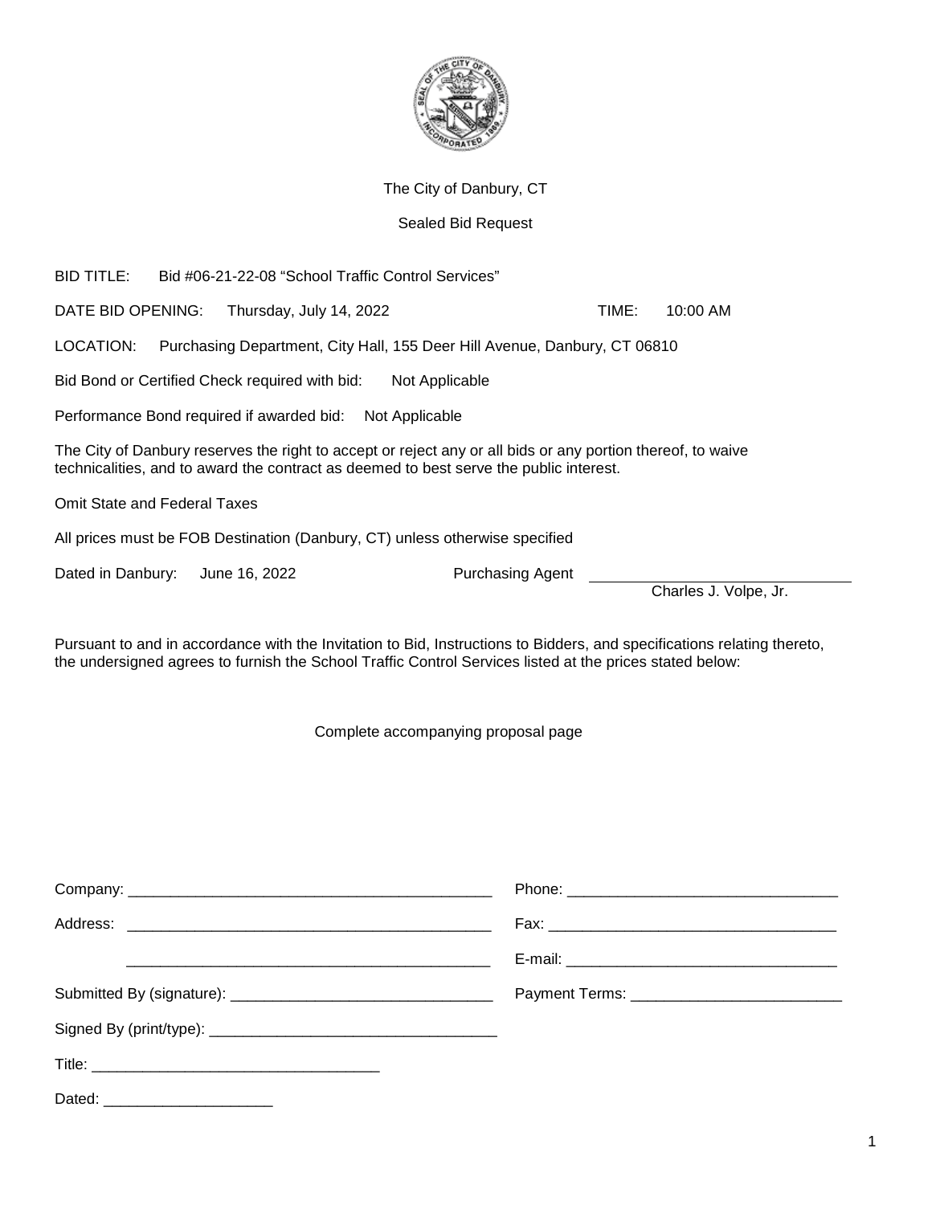The City of Danbury, CT

Sealed Bid Request

BID TITLE: Bid #06-21-22-08 "School Traffic Control Services"

DATE BID OPENING: Thursday, July 14, 2022 TIME: 10:00 AM

LOCATION: Purchasing Department, City Hall, 155 Deer Hill Avenue, Danbury, CT 06810

Bid Bond or Certified Check required with bid: Not Applicable

Performance Bond required if awarded bid: Not Applicable

The City of Danbury reserves the right to accept or reject any or all bids or any portion thereof, to waive technicalities, and to award the contract as deemed to best serve the public interest.

Omit State and Federal Taxes

All prices must be FOB Destination (Danbury, CT) unless otherwise specified

Dated in Danbury: June 16, 2022 Purchasing Agent ______________________________
Charles J. Volpe, Jr.

Pursuant to and in accordance with the Invitation to Bid, Instructions to Bidders, and specifications relating thereto, the undersigned agrees to furnish the School Traffic Control Services listed at the prices stated below:

Complete accompanying proposal page

Company: ___________________________________________ Phone: _______________________________

Address: ___________________________________________ Fax: _________________________________

___________________________________________ E-mail: _______________________________

Submitted By (signature): ______________________________ Payment Terms: ________________________

Signed By (print/type): _________________________________

Title: _________________________________

Dated: ____________________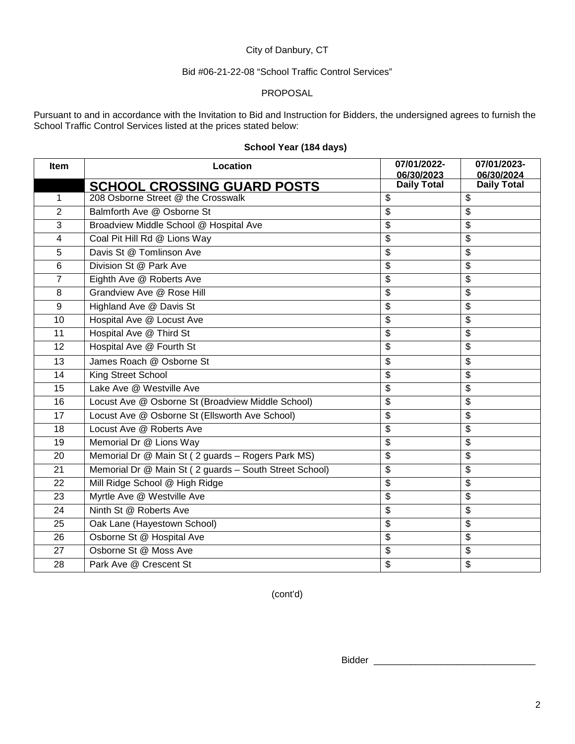City of Danbury, CT

Bid #06-21-22-08 "School Traffic Control Services"

PROPOSAL

Pursuant to and in accordance with the Invitation to Bid and Instruction for Bidders, the undersigned agrees to furnish the School Traffic Control Services listed at the prices stated below:

**School Year (184 days)**

| Item | Location | 07/01/2022-06/30/2023 | 07/01/2023-06/30/2024 |
|---|---|---|---|
| | **SCHOOL CROSSING GUARD POSTS** | **Daily Total** | **Daily Total** |
| 1 | 208 Osborne Street @ the Crosswalk | $ | $ |
| 2 | Balmforth Ave @ Osborne St | $ | $ |
| 3 | Broadview Middle School @ Hospital Ave | $ | $ |
| 4 | Coal Pit Hill Rd @ Lions Way | $ | $ |
| 5 | Davis St @ Tomlinson Ave | $ | $ |
| 6 | Division St @ Park Ave | $ | $ |
| 7 | Eighth Ave @ Roberts Ave | $ | $ |
| 8 | Grandview Ave @ Rose Hill | $ | $ |
| 9 | Highland Ave @ Davis St | $ | $ |
| 10 | Hospital Ave @ Locust Ave | $ | $ |
| 11 | Hospital Ave @ Third St | $ | $ |
| 12 | Hospital Ave @ Fourth St | $ | $ |
| 13 | James Roach @ Osborne St | $ | $ |
| 14 | King Street School | $ | $ |
| 15 | Lake Ave @ Westville Ave | $ | $ |
| 16 | Locust Ave @ Osborne St (Broadview Middle School) | $ | $ |
| 17 | Locust Ave @ Osborne St (Ellsworth Ave School) | $ | $ |
| 18 | Locust Ave @ Roberts Ave | $ | $ |
| 19 | Memorial Dr @ Lions Way | $ | $ |
| 20 | Memorial Dr @ Main St ( 2 guards – Rogers Park MS) | $ | $ |
| 21 | Memorial Dr @ Main St ( 2 guards – South Street School) | $ | $ |
| 22 | Mill Ridge School @ High Ridge | $ | $ |
| 23 | Myrtle Ave @ Westville Ave | $ | $ |
| 24 | Ninth St @ Roberts Ave | $ | $ |
| 25 | Oak Lane (Hayestown School) | $ | $ |
| 26 | Osborne St @ Hospital Ave | $ | $ |
| 27 | Osborne St @ Moss Ave | $ | $ |
| 28 | Park Ave @ Crescent St | $ | $ |

(cont'd)

Bidder _______________________________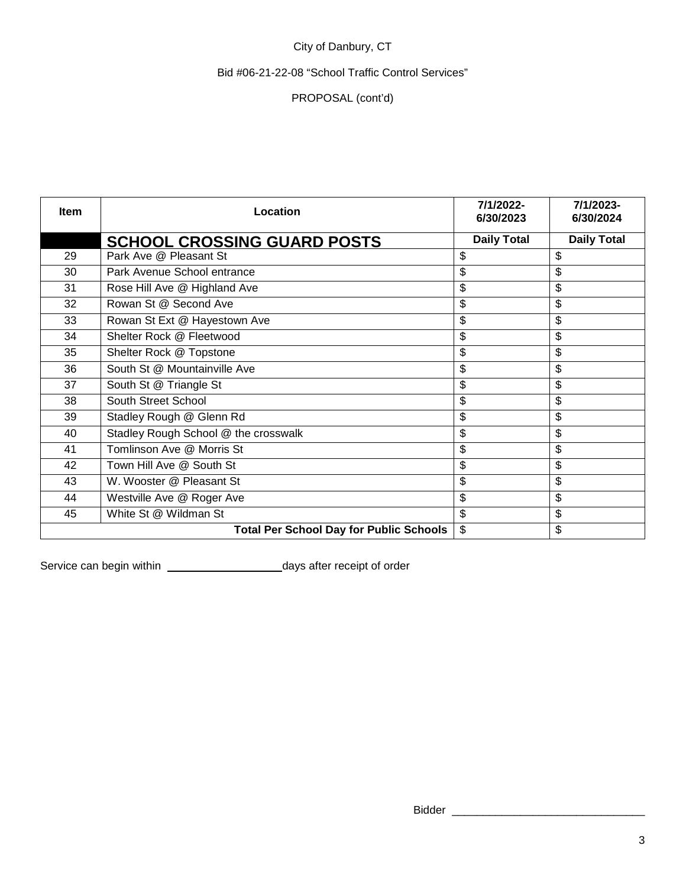City of Danbury, CT

Bid #06-21-22-08 "School Traffic Control Services"

PROPOSAL (cont'd)

| Item | Location | 7/1/2022-6/30/2023 | 7/1/2023-6/30/2024 |
|---|---|---|---|
| | **SCHOOL CROSSING GUARD POSTS** | **Daily Total** | **Daily Total** |
| 29 | Park Ave @ Pleasant St | $ | $ |
| 30 | Park Avenue School entrance | $ | $ |
| 31 | Rose Hill Ave @ Highland Ave | $ | $ |
| 32 | Rowan St @ Second Ave | $ | $ |
| 33 | Rowan St Ext @ Hayestown Ave | $ | $ |
| 34 | Shelter Rock @ Fleetwood | $ | $ |
| 35 | Shelter Rock @ Topstone | $ | $ |
| 36 | South St @ Mountainville Ave | $ | $ |
| 37 | South St @ Triangle St | $ | $ |
| 38 | South Street School | $ | $ |
| 39 | Stadley Rough @ Glenn Rd | $ | $ |
| 40 | Stadley Rough School @ the crosswalk | $ | $ |
| 41 | Tomlinson Ave @ Morris St | $ | $ |
| 42 | Town Hill Ave @ South St | $ | $ |
| 43 | W. Wooster @ Pleasant St | $ | $ |
| 44 | Westville Ave @ Roger Ave | $ | $ |
| 45 | White St @ Wildman St | $ | $ |
| | **Total Per School Day for Public Schools** | $ | $ |

Service can begin within \_\_\_\_\_\_\_\_\_\_\_\_\_\_\_\_\_\_ days after receipt of order

Bidder \_\_\_\_\_\_\_\_\_\_\_\_\_\_\_\_\_\_\_\_\_\_\_\_\_\_\_\_\_\_\_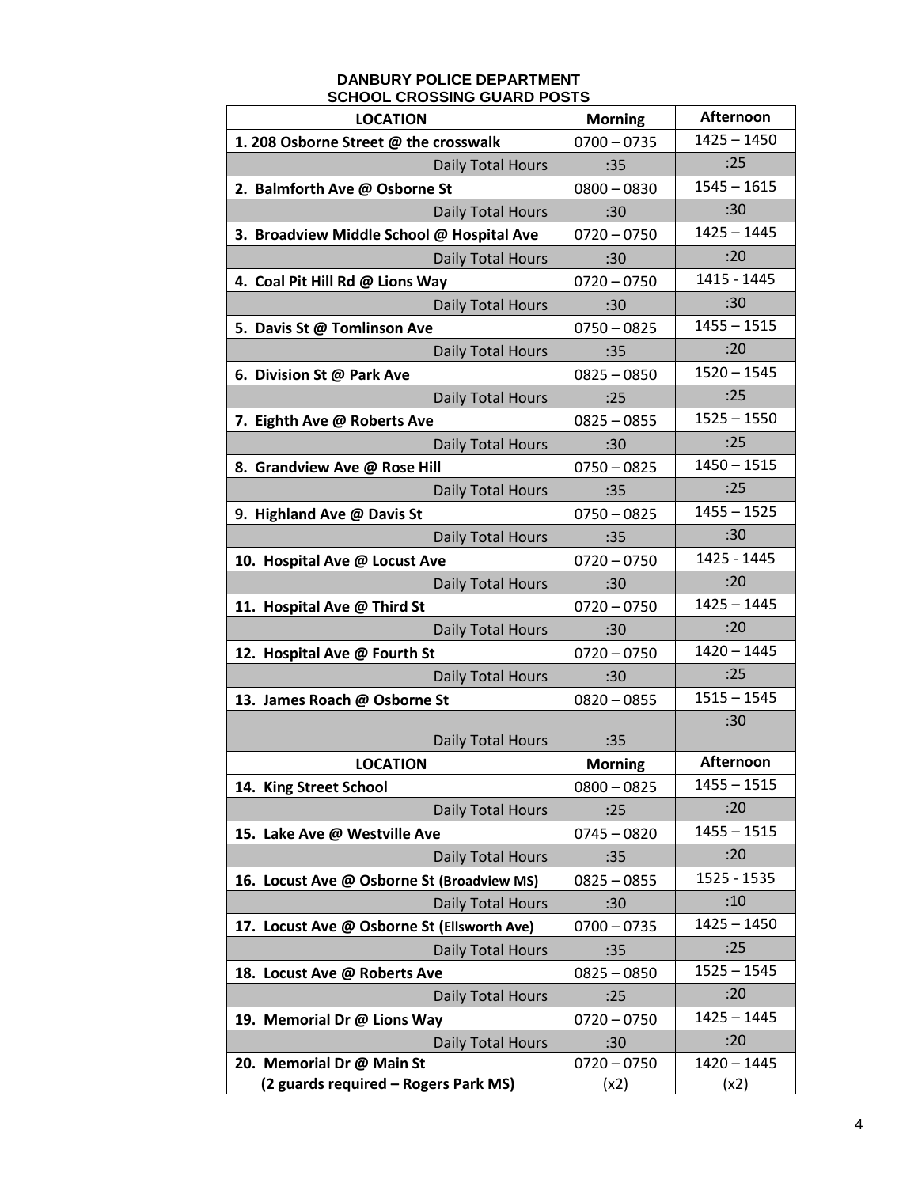**DANBURY POLICE DEPARTMENT**
**SCHOOL CROSSING GUARD POSTS**

| LOCATION | Morning | Afternoon |
|---|---|---|
| **1. 208 Osborne Street @ the crosswalk** | 0700 – 0735 | 1425 – 1450 |
| Daily Total Hours | :35 | :25 |
| **2. Balmforth Ave @ Osborne St** | 0800 – 0830 | 1545 – 1615 |
| Daily Total Hours | :30 | :30 |
| **3. Broadview Middle School @ Hospital Ave** | 0720 – 0750 | 1425 – 1445 |
| Daily Total Hours | :30 | :20 |
| **4. Coal Pit Hill Rd @ Lions Way** | 0720 – 0750 | 1415 - 1445 |
| Daily Total Hours | :30 | :30 |
| **5. Davis St @ Tomlinson Ave** | 0750 – 0825 | 1455 – 1515 |
| Daily Total Hours | :35 | :20 |
| **6. Division St @ Park Ave** | 0825 – 0850 | 1520 – 1545 |
| Daily Total Hours | :25 | :25 |
| **7. Eighth Ave @ Roberts Ave** | 0825 – 0855 | 1525 – 1550 |
| Daily Total Hours | :30 | :25 |
| **8. Grandview Ave @ Rose Hill** | 0750 – 0825 | 1450 – 1515 |
| Daily Total Hours | :35 | :25 |
| **9. Highland Ave @ Davis St** | 0750 – 0825 | 1455 – 1525 |
| Daily Total Hours | :35 | :30 |
| **10. Hospital Ave @ Locust Ave** | 0720 – 0750 | 1425 - 1445 |
| Daily Total Hours | :30 | :20 |
| **11. Hospital Ave @ Third St** | 0720 – 0750 | 1425 – 1445 |
| Daily Total Hours | :30 | :20 |
| **12. Hospital Ave @ Fourth St** | 0720 – 0750 | 1420 – 1445 |
| Daily Total Hours | :30 | :25 |
| **13. James Roach @ Osborne St** | 0820 – 0855 | 1515 – 1545 |
| Daily Total Hours | :35 | :30 |
| **LOCATION** | **Morning** | **Afternoon** |
| **14. King Street School** | 0800 – 0825 | 1455 – 1515 |
| Daily Total Hours | :25 | :20 |
| **15. Lake Ave @ Westville Ave** | 0745 – 0820 | 1455 – 1515 |
| Daily Total Hours | :35 | :20 |
| **16. Locust Ave @ Osborne St (Broadview MS)** | 0825 – 0855 | 1525 - 1535 |
| Daily Total Hours | :30 | :10 |
| **17. Locust Ave @ Osborne St (Ellsworth Ave)** | 0700 – 0735 | 1425 – 1450 |
| Daily Total Hours | :35 | :25 |
| **18. Locust Ave @ Roberts Ave** | 0825 – 0850 | 1525 – 1545 |
| Daily Total Hours | :25 | :20 |
| **19. Memorial Dr @ Lions Way** | 0720 – 0750 | 1425 – 1445 |
| Daily Total Hours | :30 | :20 |
| **20. Memorial Dr @ Main St (2 guards required – Rogers Park MS)** | 0720 – 0750 (x2) | 1420 – 1445 (x2) |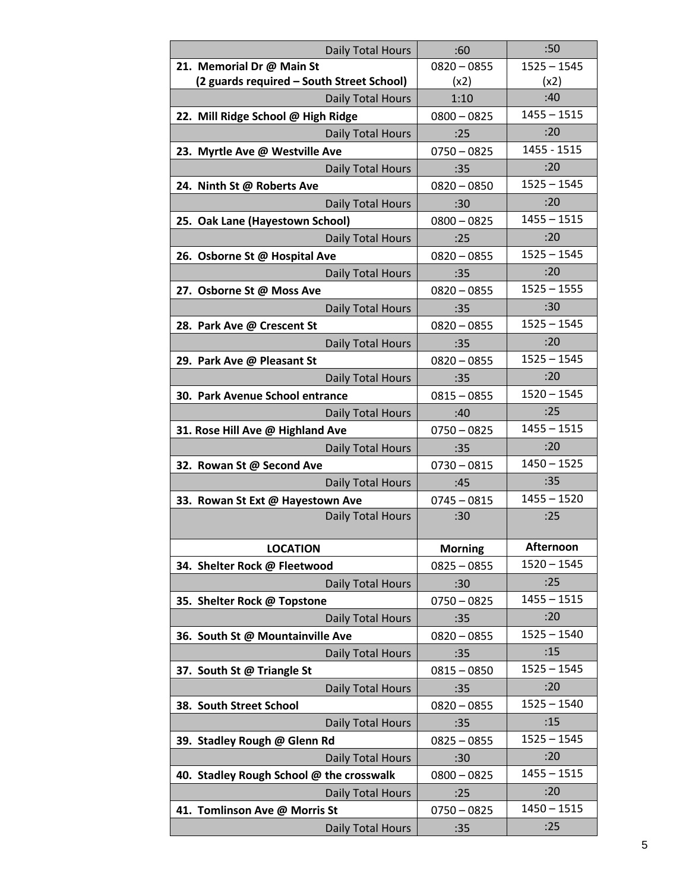| | | |
|---|---|---|
| Daily Total Hours | :60 | :50 |
| **21. Memorial Dr @ Main St (2 guards required – South Street School)** | 0820 – 0855 (x2) | 1525 – 1545 (x2) |
| Daily Total Hours | 1:10 | :40 |
| **22. Mill Ridge School @ High Ridge** | 0800 – 0825 | 1455 – 1515 |
| Daily Total Hours | :25 | :20 |
| **23. Myrtle Ave @ Westville Ave** | 0750 – 0825 | 1455 - 1515 |
| Daily Total Hours | :35 | :20 |
| **24. Ninth St @ Roberts Ave** | 0820 – 0850 | 1525 – 1545 |
| Daily Total Hours | :30 | :20 |
| **25. Oak Lane (Hayestown School)** | 0800 – 0825 | 1455 – 1515 |
| Daily Total Hours | :25 | :20 |
| **26. Osborne St @ Hospital Ave** | 0820 – 0855 | 1525 – 1545 |
| Daily Total Hours | :35 | :20 |
| **27. Osborne St @ Moss Ave** | 0820 – 0855 | 1525 – 1555 |
| Daily Total Hours | :35 | :30 |
| **28. Park Ave @ Crescent St** | 0820 – 0855 | 1525 – 1545 |
| Daily Total Hours | :35 | :20 |
| **29. Park Ave @ Pleasant St** | 0820 – 0855 | 1525 – 1545 |
| Daily Total Hours | :35 | :20 |
| **30. Park Avenue School entrance** | 0815 – 0855 | 1520 – 1545 |
| Daily Total Hours | :40 | :25 |
| **31. Rose Hill Ave @ Highland Ave** | 0750 – 0825 | 1455 – 1515 |
| Daily Total Hours | :35 | :20 |
| **32. Rowan St @ Second Ave** | 0730 – 0815 | 1450 – 1525 |
| Daily Total Hours | :45 | :35 |
| **33. Rowan St Ext @ Hayestown Ave** | 0745 – 0815 | 1455 – 1520 |
| Daily Total Hours | :30 | :25 |
| **LOCATION** | **Morning** | **Afternoon** |
| **34. Shelter Rock @ Fleetwood** | 0825 – 0855 | 1520 – 1545 |
| Daily Total Hours | :30 | :25 |
| **35. Shelter Rock @ Topstone** | 0750 – 0825 | 1455 – 1515 |
| Daily Total Hours | :35 | :20 |
| **36. South St @ Mountainville Ave** | 0820 – 0855 | 1525 – 1540 |
| Daily Total Hours | :35 | :15 |
| **37. South St @ Triangle St** | 0815 – 0850 | 1525 – 1545 |
| Daily Total Hours | :35 | :20 |
| **38. South Street School** | 0820 – 0855 | 1525 – 1540 |
| Daily Total Hours | :35 | :15 |
| **39. Stadley Rough @ Glenn Rd** | 0825 – 0855 | 1525 – 1545 |
| Daily Total Hours | :30 | :20 |
| **40. Stadley Rough School @ the crosswalk** | 0800 – 0825 | 1455 – 1515 |
| Daily Total Hours | :25 | :20 |
| **41. Tomlinson Ave @ Morris St** | 0750 – 0825 | 1450 – 1515 |
| Daily Total Hours | :35 | :25 |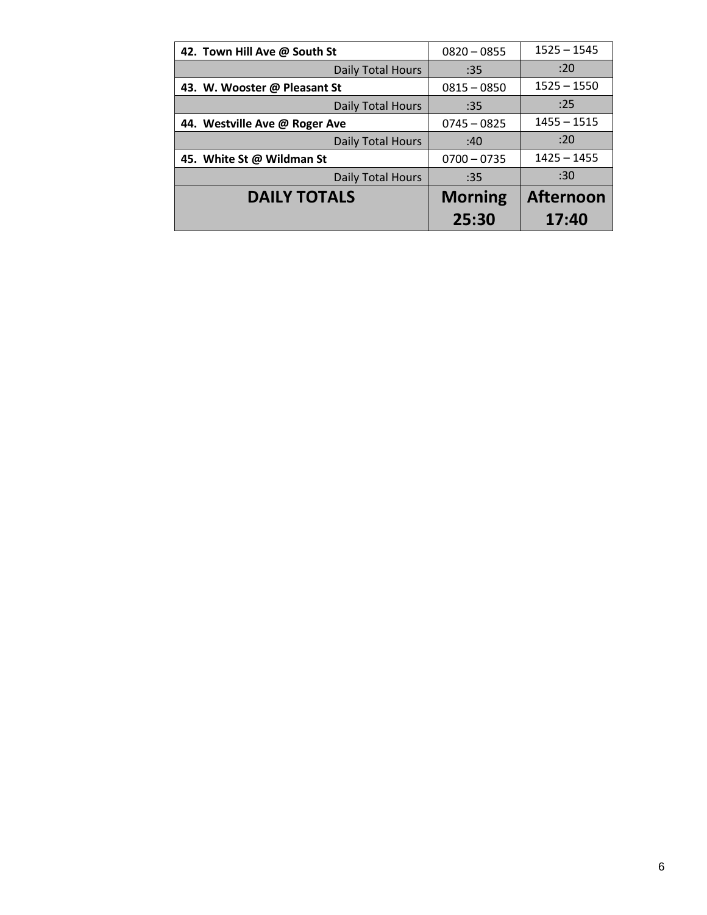| | | |
|---|---|---|
| **42. Town Hill Ave @ South St** | 0820 – 0855 | 1525 – 1545 |
| Daily Total Hours | :35 | :20 |
| **43. W. Wooster @ Pleasant St** | 0815 – 0850 | 1525 – 1550 |
| Daily Total Hours | :35 | :25 |
| **44. Westville Ave @ Roger Ave** | 0745 – 0825 | 1455 – 1515 |
| Daily Total Hours | :40 | :20 |
| **45. White St @ Wildman St** | 0700 – 0735 | 1425 – 1455 |
| Daily Total Hours | :35 | :30 |
| **DAILY TOTALS** | **Morning 25:30** | **Afternoon 17:40** |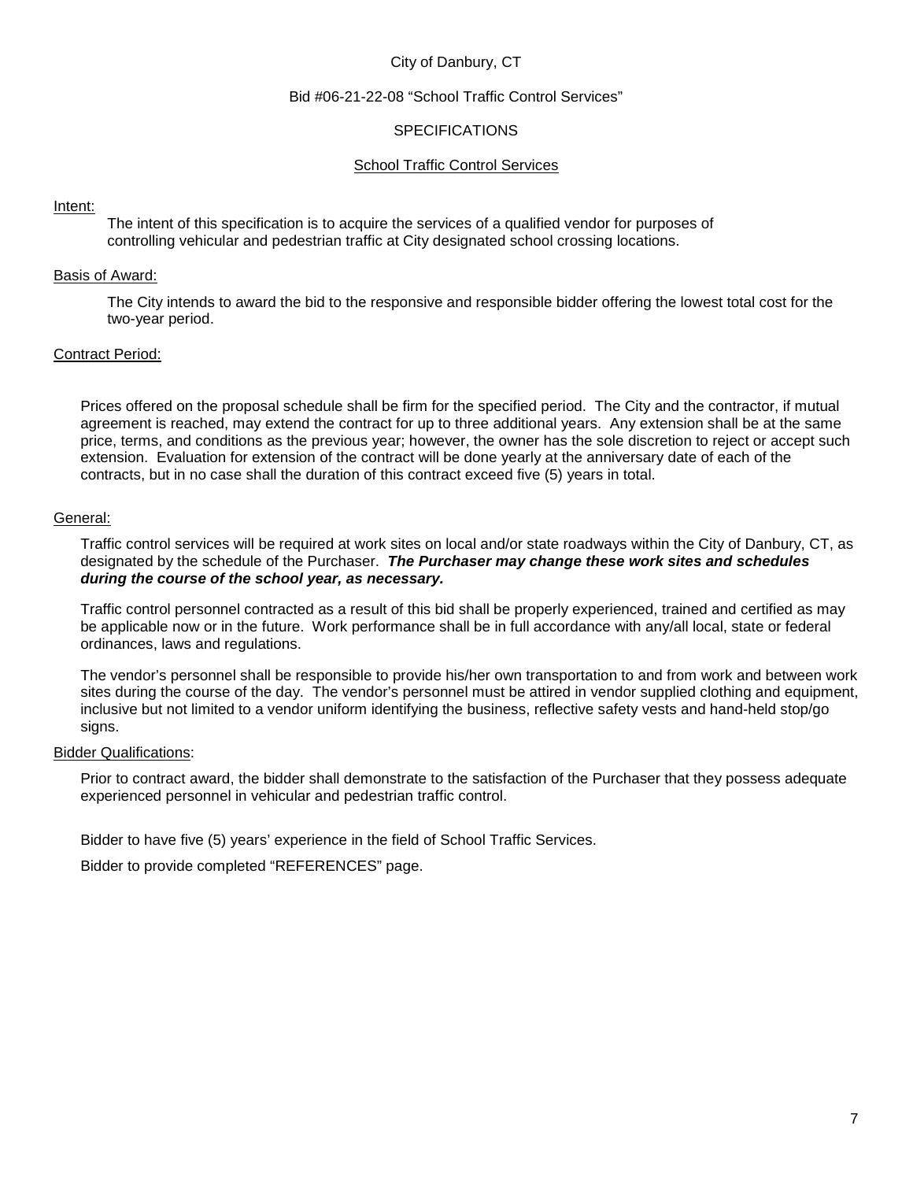City of Danbury, CT

Bid #06-21-22-08 "School Traffic Control Services"

SPECIFICATIONS

School Traffic Control Services

Intent:

The intent of this specification is to acquire the services of a qualified vendor for purposes of controlling vehicular and pedestrian traffic at City designated school crossing locations.

Basis of Award:

The City intends to award the bid to the responsive and responsible bidder offering the lowest total cost for the two-year period.

Contract Period:

Prices offered on the proposal schedule shall be firm for the specified period. The City and the contractor, if mutual agreement is reached, may extend the contract for up to three additional years. Any extension shall be at the same price, terms, and conditions as the previous year; however, the owner has the sole discretion to reject or accept such extension. Evaluation for extension of the contract will be done yearly at the anniversary date of each of the contracts, but in no case shall the duration of this contract exceed five (5) years in total.

General:

Traffic control services will be required at work sites on local and/or state roadways within the City of Danbury, CT, as designated by the schedule of the Purchaser. ***The Purchaser may change these work sites and schedules during the course of the school year, as necessary.***

Traffic control personnel contracted as a result of this bid shall be properly experienced, trained and certified as may be applicable now or in the future. Work performance shall be in full accordance with any/all local, state or federal ordinances, laws and regulations.

The vendor's personnel shall be responsible to provide his/her own transportation to and from work and between work sites during the course of the day. The vendor's personnel must be attired in vendor supplied clothing and equipment, inclusive but not limited to a vendor uniform identifying the business, reflective safety vests and hand-held stop/go signs.

Bidder Qualifications:

Prior to contract award, the bidder shall demonstrate to the satisfaction of the Purchaser that they possess adequate experienced personnel in vehicular and pedestrian traffic control.

Bidder to have five (5) years' experience in the field of School Traffic Services.

Bidder to provide completed "REFERENCES" page.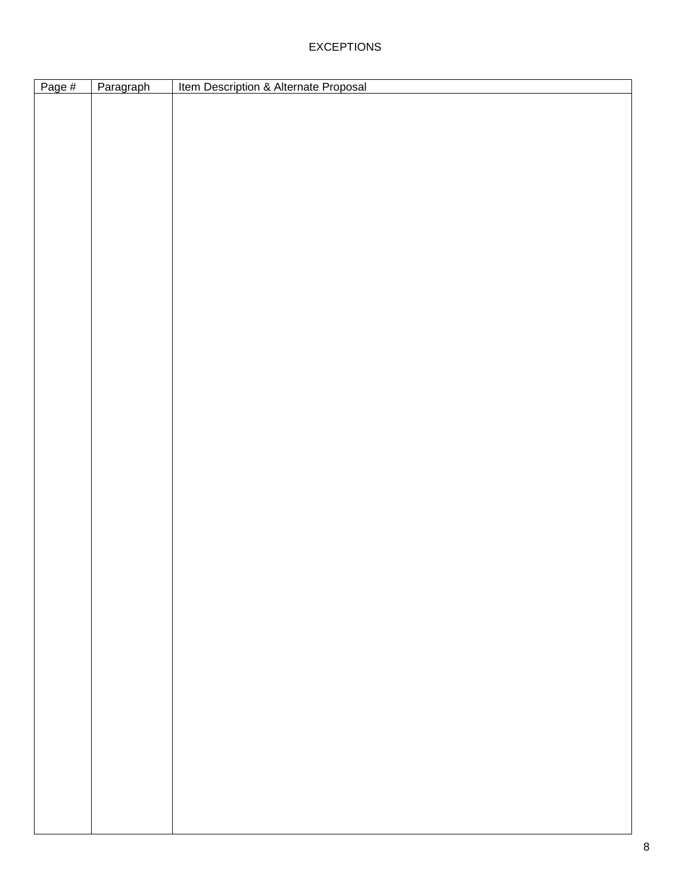EXCEPTIONS

| Page # | Paragraph | Item Description & Alternate Proposal |
| --- | --- | --- |
| | | |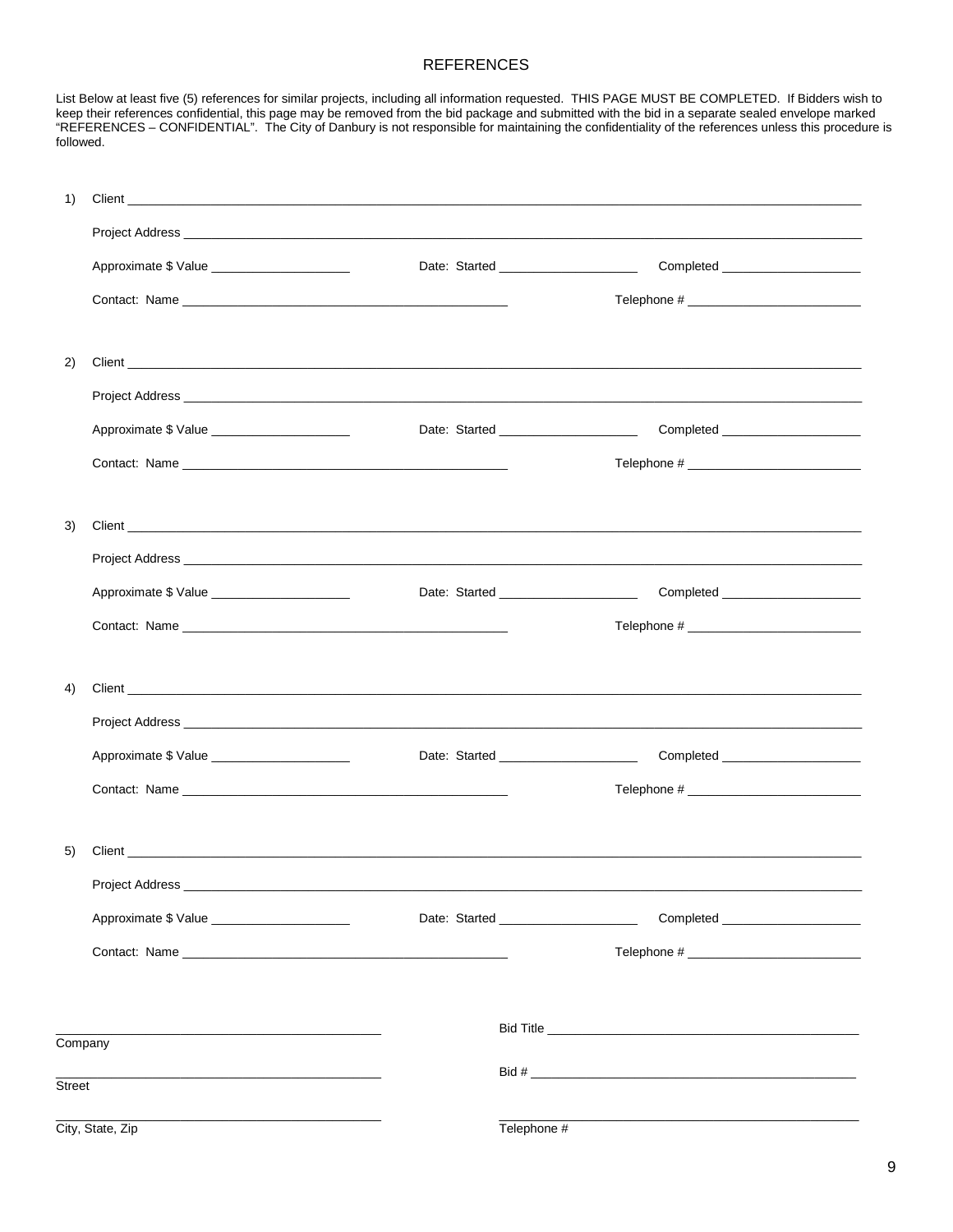# REFERENCES

List Below at least five (5) references for similar projects, including all information requested. THIS PAGE MUST BE COMPLETED. If Bidders wish to keep their references confidential, this page may be removed from the bid package and submitted with the bid in a separate sealed envelope marked "REFERENCES – CONFIDENTIAL". The City of Danbury is not responsible for maintaining the confidentiality of the references unless this procedure is followed.

1) Client ______________________________________________

Project Address ______________________________________________

Approximate $ Value ____________________ Date: Started ____________________ Completed ____________________

Contact: Name ______________________________ Telephone # ________________________

2) Client ______________________________________________

Project Address ______________________________________________

Approximate $ Value ____________________ Date: Started ____________________ Completed ____________________

Contact: Name ______________________________ Telephone # ________________________

3) Client ______________________________________________

Project Address ______________________________________________

Approximate $ Value ____________________ Date: Started ____________________ Completed ____________________

Contact: Name ______________________________ Telephone # ________________________

4) Client ______________________________________________

Project Address ______________________________________________

Approximate $ Value ____________________ Date: Started ____________________ Completed ____________________

Contact: Name ______________________________ Telephone # ________________________

5) Client ______________________________________________

Project Address ______________________________________________

Approximate $ Value ____________________ Date: Started ____________________ Completed ____________________

Contact: Name ______________________________ Telephone # ________________________

______________________________ Bid Title ______________________________

Company

______________________________ Bid # ______________________________

Street

______________________________ ______________________________

City, State, Zip Telephone #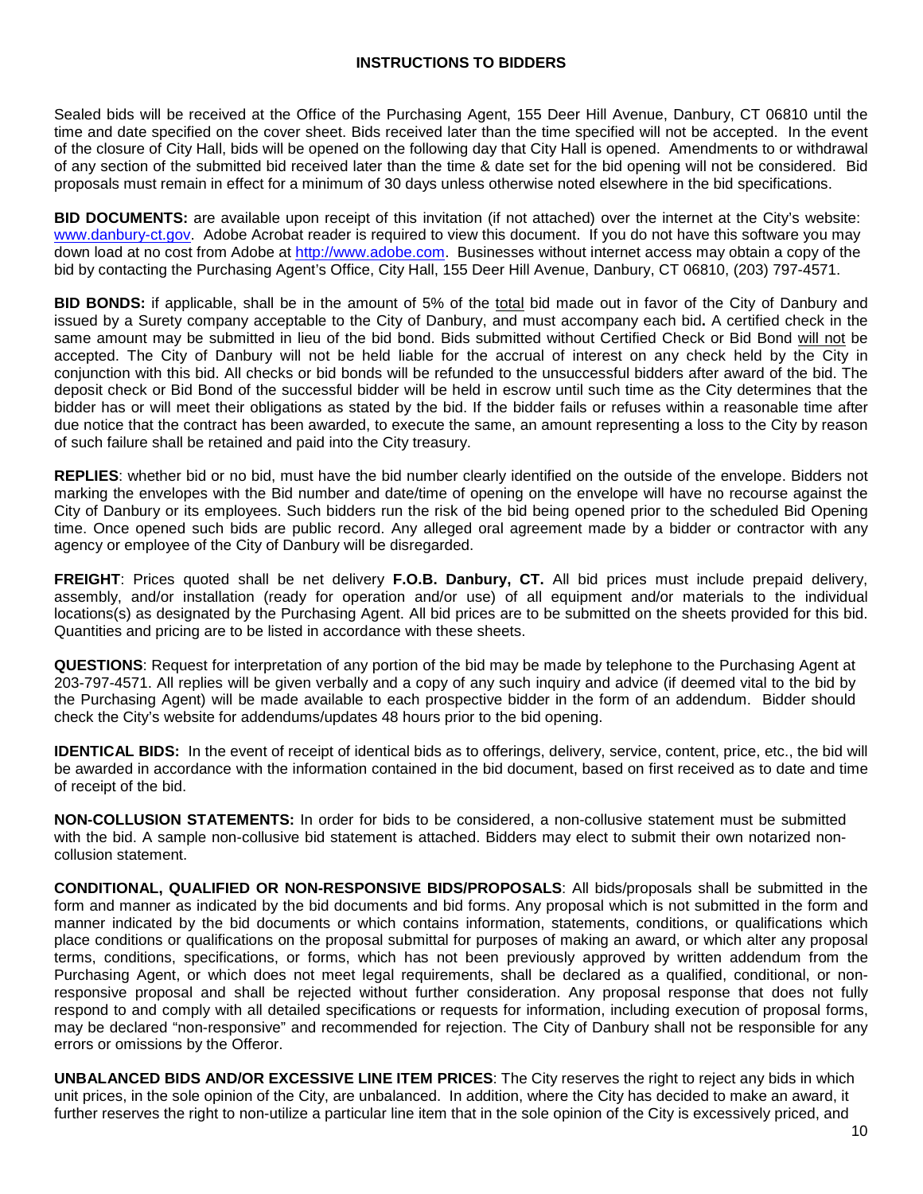## INSTRUCTIONS TO BIDDERS

Sealed bids will be received at the Office of the Purchasing Agent, 155 Deer Hill Avenue, Danbury, CT 06810 until the time and date specified on the cover sheet. Bids received later than the time specified will not be accepted. In the event of the closure of City Hall, bids will be opened on the following day that City Hall is opened. Amendments to or withdrawal of any section of the submitted bid received later than the time & date set for the bid opening will not be considered. Bid proposals must remain in effect for a minimum of 30 days unless otherwise noted elsewhere in the bid specifications.

**BID DOCUMENTS:** are available upon receipt of this invitation (if not attached) over the internet at the City's website: www.danbury-ct.gov. Adobe Acrobat reader is required to view this document. If you do not have this software you may down load at no cost from Adobe at http://www.adobe.com. Businesses without internet access may obtain a copy of the bid by contacting the Purchasing Agent's Office, City Hall, 155 Deer Hill Avenue, Danbury, CT 06810, (203) 797-4571.

**BID BONDS:** if applicable, shall be in the amount of 5% of the total bid made out in favor of the City of Danbury and issued by a Surety company acceptable to the City of Danbury, and must accompany each bid**.** A certified check in the same amount may be submitted in lieu of the bid bond. Bids submitted without Certified Check or Bid Bond will not be accepted. The City of Danbury will not be held liable for the accrual of interest on any check held by the City in conjunction with this bid. All checks or bid bonds will be refunded to the unsuccessful bidders after award of the bid. The deposit check or Bid Bond of the successful bidder will be held in escrow until such time as the City determines that the bidder has or will meet their obligations as stated by the bid. If the bidder fails or refuses within a reasonable time after due notice that the contract has been awarded, to execute the same, an amount representing a loss to the City by reason of such failure shall be retained and paid into the City treasury.

**REPLIES**: whether bid or no bid, must have the bid number clearly identified on the outside of the envelope. Bidders not marking the envelopes with the Bid number and date/time of opening on the envelope will have no recourse against the City of Danbury or its employees. Such bidders run the risk of the bid being opened prior to the scheduled Bid Opening time. Once opened such bids are public record. Any alleged oral agreement made by a bidder or contractor with any agency or employee of the City of Danbury will be disregarded.

**FREIGHT**: Prices quoted shall be net delivery **F.O.B. Danbury, CT.** All bid prices must include prepaid delivery, assembly, and/or installation (ready for operation and/or use) of all equipment and/or materials to the individual locations(s) as designated by the Purchasing Agent. All bid prices are to be submitted on the sheets provided for this bid. Quantities and pricing are to be listed in accordance with these sheets.

**QUESTIONS**: Request for interpretation of any portion of the bid may be made by telephone to the Purchasing Agent at 203-797-4571. All replies will be given verbally and a copy of any such inquiry and advice (if deemed vital to the bid by the Purchasing Agent) will be made available to each prospective bidder in the form of an addendum. Bidder should check the City's website for addendums/updates 48 hours prior to the bid opening.

**IDENTICAL BIDS:** In the event of receipt of identical bids as to offerings, delivery, service, content, price, etc., the bid will be awarded in accordance with the information contained in the bid document, based on first received as to date and time of receipt of the bid.

**NON-COLLUSION STATEMENTS:** In order for bids to be considered, a non-collusive statement must be submitted with the bid. A sample non-collusive bid statement is attached. Bidders may elect to submit their own notarized non-collusion statement.

**CONDITIONAL, QUALIFIED OR NON-RESPONSIVE BIDS/PROPOSALS**: All bids/proposals shall be submitted in the form and manner as indicated by the bid documents and bid forms. Any proposal which is not submitted in the form and manner indicated by the bid documents or which contains information, statements, conditions, or qualifications which place conditions or qualifications on the proposal submittal for purposes of making an award, or which alter any proposal terms, conditions, specifications, or forms, which has not been previously approved by written addendum from the Purchasing Agent, or which does not meet legal requirements, shall be declared as a qualified, conditional, or non-responsive proposal and shall be rejected without further consideration. Any proposal response that does not fully respond to and comply with all detailed specifications or requests for information, including execution of proposal forms, may be declared "non-responsive" and recommended for rejection. The City of Danbury shall not be responsible for any errors or omissions by the Offeror.

**UNBALANCED BIDS AND/OR EXCESSIVE LINE ITEM PRICES**: The City reserves the right to reject any bids in which unit prices, in the sole opinion of the City, are unbalanced. In addition, where the City has decided to make an award, it further reserves the right to non-utilize a particular line item that in the sole opinion of the City is excessively priced, and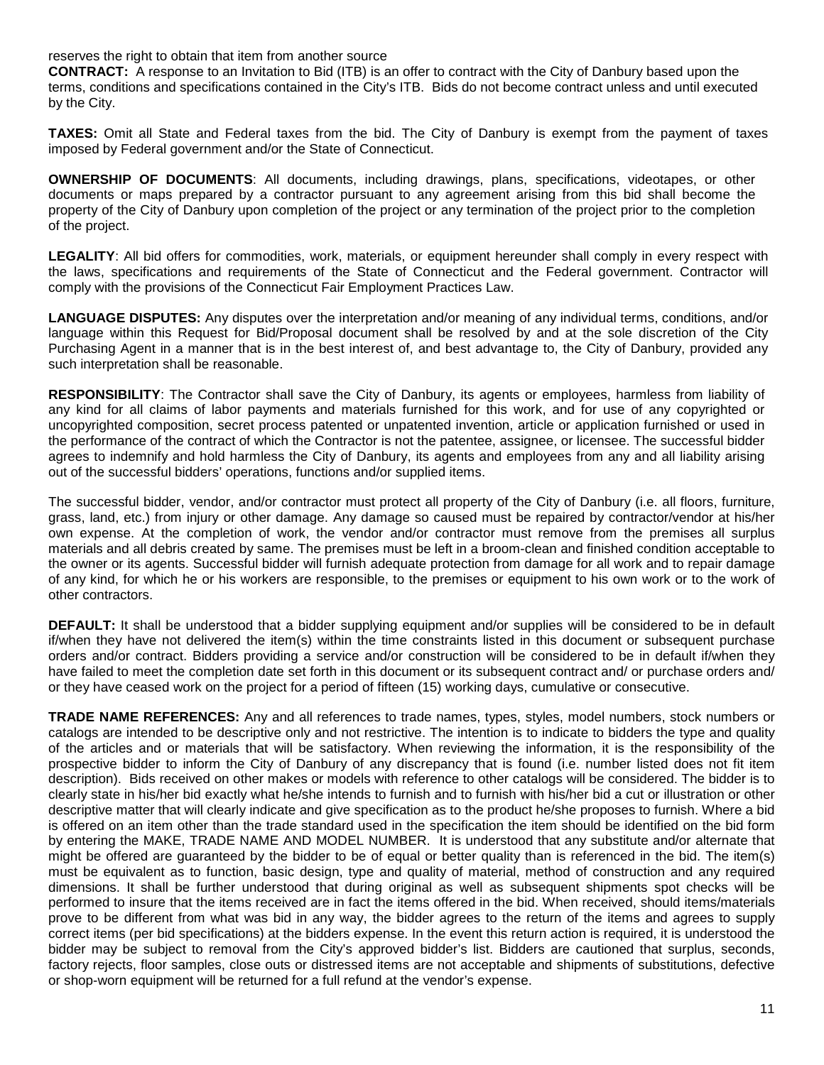reserves the right to obtain that item from another source

**CONTRACT:** A response to an Invitation to Bid (ITB) is an offer to contract with the City of Danbury based upon the terms, conditions and specifications contained in the City's ITB. Bids do not become contract unless and until executed by the City.

**TAXES:** Omit all State and Federal taxes from the bid. The City of Danbury is exempt from the payment of taxes imposed by Federal government and/or the State of Connecticut.

**OWNERSHIP OF DOCUMENTS**: All documents, including drawings, plans, specifications, videotapes, or other documents or maps prepared by a contractor pursuant to any agreement arising from this bid shall become the property of the City of Danbury upon completion of the project or any termination of the project prior to the completion of the project.

**LEGALITY**: All bid offers for commodities, work, materials, or equipment hereunder shall comply in every respect with the laws, specifications and requirements of the State of Connecticut and the Federal government. Contractor will comply with the provisions of the Connecticut Fair Employment Practices Law.

**LANGUAGE DISPUTES:** Any disputes over the interpretation and/or meaning of any individual terms, conditions, and/or language within this Request for Bid/Proposal document shall be resolved by and at the sole discretion of the City Purchasing Agent in a manner that is in the best interest of, and best advantage to, the City of Danbury, provided any such interpretation shall be reasonable.

**RESPONSIBILITY**: The Contractor shall save the City of Danbury, its agents or employees, harmless from liability of any kind for all claims of labor payments and materials furnished for this work, and for use of any copyrighted or uncopyrighted composition, secret process patented or unpatented invention, article or application furnished or used in the performance of the contract of which the Contractor is not the patentee, assignee, or licensee. The successful bidder agrees to indemnify and hold harmless the City of Danbury, its agents and employees from any and all liability arising out of the successful bidders' operations, functions and/or supplied items.

The successful bidder, vendor, and/or contractor must protect all property of the City of Danbury (i.e. all floors, furniture, grass, land, etc.) from injury or other damage. Any damage so caused must be repaired by contractor/vendor at his/her own expense. At the completion of work, the vendor and/or contractor must remove from the premises all surplus materials and all debris created by same. The premises must be left in a broom-clean and finished condition acceptable to the owner or its agents. Successful bidder will furnish adequate protection from damage for all work and to repair damage of any kind, for which he or his workers are responsible, to the premises or equipment to his own work or to the work of other contractors.

**DEFAULT:** It shall be understood that a bidder supplying equipment and/or supplies will be considered to be in default if/when they have not delivered the item(s) within the time constraints listed in this document or subsequent purchase orders and/or contract. Bidders providing a service and/or construction will be considered to be in default if/when they have failed to meet the completion date set forth in this document or its subsequent contract and/ or purchase orders and/ or they have ceased work on the project for a period of fifteen (15) working days, cumulative or consecutive.

**TRADE NAME REFERENCES:** Any and all references to trade names, types, styles, model numbers, stock numbers or catalogs are intended to be descriptive only and not restrictive. The intention is to indicate to bidders the type and quality of the articles and or materials that will be satisfactory. When reviewing the information, it is the responsibility of the prospective bidder to inform the City of Danbury of any discrepancy that is found (i.e. number listed does not fit item description). Bids received on other makes or models with reference to other catalogs will be considered. The bidder is to clearly state in his/her bid exactly what he/she intends to furnish and to furnish with his/her bid a cut or illustration or other descriptive matter that will clearly indicate and give specification as to the product he/she proposes to furnish. Where a bid is offered on an item other than the trade standard used in the specification the item should be identified on the bid form by entering the MAKE, TRADE NAME AND MODEL NUMBER. It is understood that any substitute and/or alternate that might be offered are guaranteed by the bidder to be of equal or better quality than is referenced in the bid. The item(s) must be equivalent as to function, basic design, type and quality of material, method of construction and any required dimensions. It shall be further understood that during original as well as subsequent shipments spot checks will be performed to insure that the items received are in fact the items offered in the bid. When received, should items/materials prove to be different from what was bid in any way, the bidder agrees to the return of the items and agrees to supply correct items (per bid specifications) at the bidders expense. In the event this return action is required, it is understood the bidder may be subject to removal from the City's approved bidder's list. Bidders are cautioned that surplus, seconds, factory rejects, floor samples, close outs or distressed items are not acceptable and shipments of substitutions, defective or shop-worn equipment will be returned for a full refund at the vendor's expense.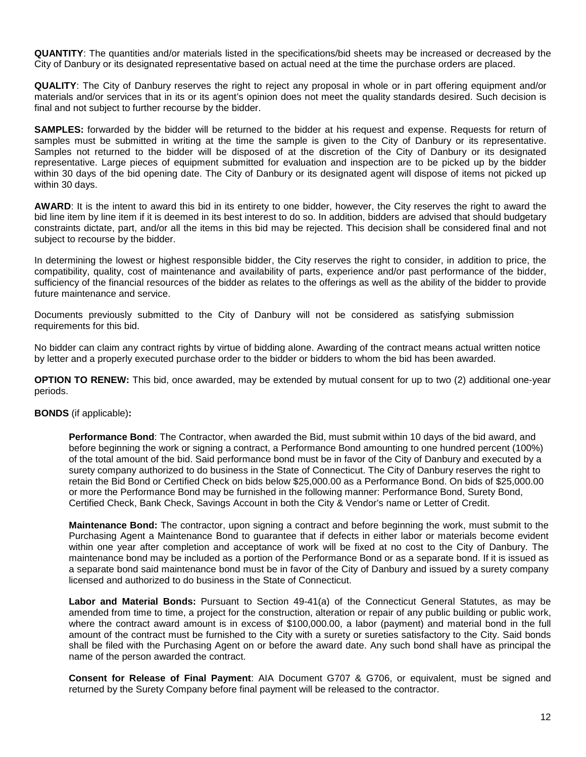**QUANTITY**: The quantities and/or materials listed in the specifications/bid sheets may be increased or decreased by the City of Danbury or its designated representative based on actual need at the time the purchase orders are placed.

**QUALITY**: The City of Danbury reserves the right to reject any proposal in whole or in part offering equipment and/or materials and/or services that in its or its agent's opinion does not meet the quality standards desired. Such decision is final and not subject to further recourse by the bidder.

**SAMPLES:** forwarded by the bidder will be returned to the bidder at his request and expense. Requests for return of samples must be submitted in writing at the time the sample is given to the City of Danbury or its representative. Samples not returned to the bidder will be disposed of at the discretion of the City of Danbury or its designated representative. Large pieces of equipment submitted for evaluation and inspection are to be picked up by the bidder within 30 days of the bid opening date. The City of Danbury or its designated agent will dispose of items not picked up within 30 days.

**AWARD**: It is the intent to award this bid in its entirety to one bidder, however, the City reserves the right to award the bid line item by line item if it is deemed in its best interest to do so. In addition, bidders are advised that should budgetary constraints dictate, part, and/or all the items in this bid may be rejected. This decision shall be considered final and not subject to recourse by the bidder.

In determining the lowest or highest responsible bidder, the City reserves the right to consider, in addition to price, the compatibility, quality, cost of maintenance and availability of parts, experience and/or past performance of the bidder, sufficiency of the financial resources of the bidder as relates to the offerings as well as the ability of the bidder to provide future maintenance and service.

Documents previously submitted to the City of Danbury will not be considered as satisfying submission requirements for this bid.

No bidder can claim any contract rights by virtue of bidding alone. Awarding of the contract means actual written notice by letter and a properly executed purchase order to the bidder or bidders to whom the bid has been awarded.

**OPTION TO RENEW:** This bid, once awarded, may be extended by mutual consent for up to two (2) additional one-year periods.

**BONDS** (if applicable)**:**

**Performance Bond**: The Contractor, when awarded the Bid, must submit within 10 days of the bid award, and before beginning the work or signing a contract, a Performance Bond amounting to one hundred percent (100%) of the total amount of the bid. Said performance bond must be in favor of the City of Danbury and executed by a surety company authorized to do business in the State of Connecticut. The City of Danbury reserves the right to retain the Bid Bond or Certified Check on bids below $25,000.00 as a Performance Bond. On bids of $25,000.00 or more the Performance Bond may be furnished in the following manner: Performance Bond, Surety Bond, Certified Check, Bank Check, Savings Account in both the City & Vendor's name or Letter of Credit.

**Maintenance Bond:** The contractor, upon signing a contract and before beginning the work, must submit to the Purchasing Agent a Maintenance Bond to guarantee that if defects in either labor or materials become evident within one year after completion and acceptance of work will be fixed at no cost to the City of Danbury. The maintenance bond may be included as a portion of the Performance Bond or as a separate bond. If it is issued as a separate bond said maintenance bond must be in favor of the City of Danbury and issued by a surety company licensed and authorized to do business in the State of Connecticut.

**Labor and Material Bonds:** Pursuant to Section 49-41(a) of the Connecticut General Statutes, as may be amended from time to time, a project for the construction, alteration or repair of any public building or public work, where the contract award amount is in excess of $100,000.00, a labor (payment) and material bond in the full amount of the contract must be furnished to the City with a surety or sureties satisfactory to the City. Said bonds shall be filed with the Purchasing Agent on or before the award date. Any such bond shall have as principal the name of the person awarded the contract.

**Consent for Release of Final Payment**: AIA Document G707 & G706, or equivalent, must be signed and returned by the Surety Company before final payment will be released to the contractor.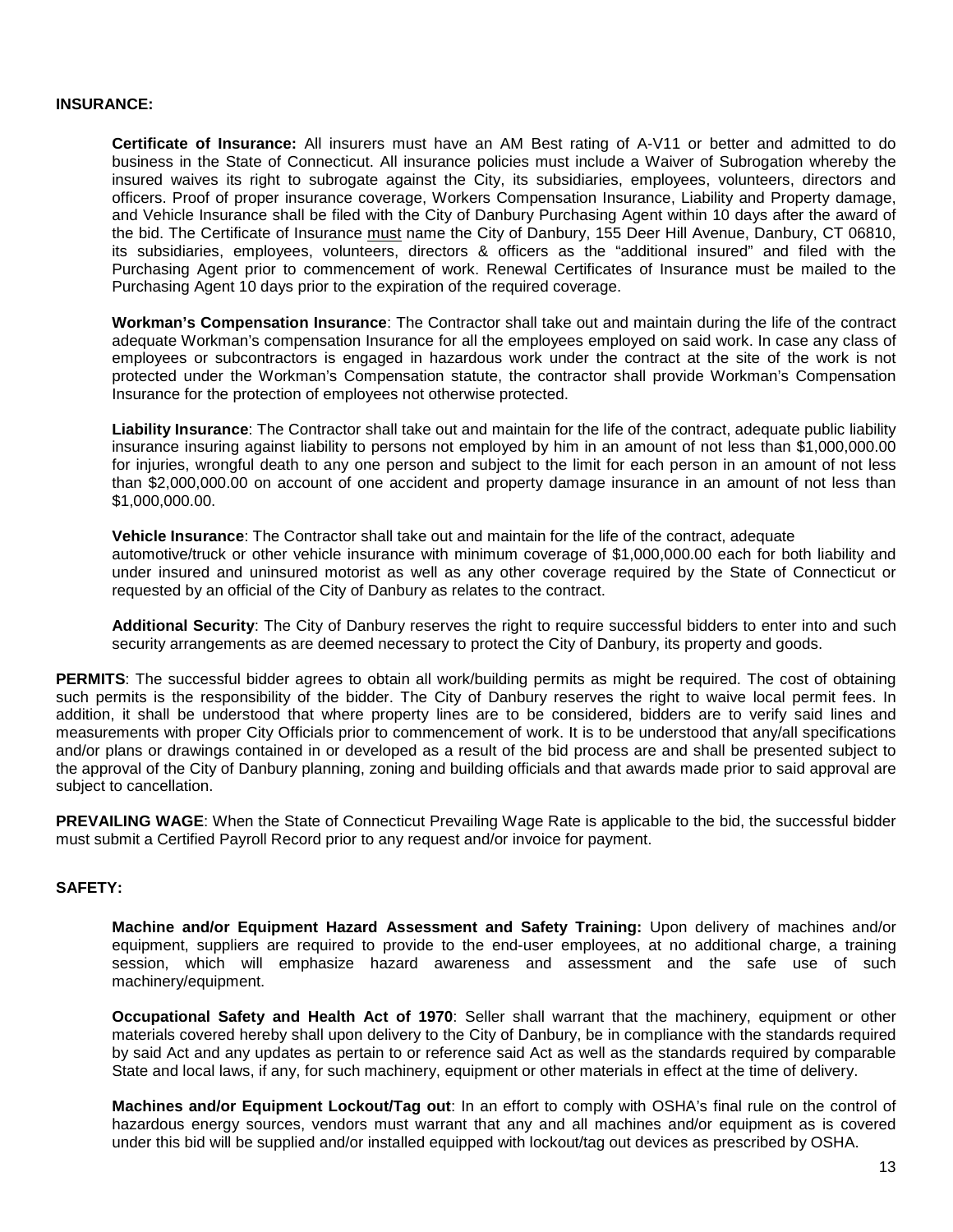**INSURANCE:**

**Certificate of Insurance:** All insurers must have an AM Best rating of A-V11 or better and admitted to do business in the State of Connecticut. All insurance policies must include a Waiver of Subrogation whereby the insured waives its right to subrogate against the City, its subsidiaries, employees, volunteers, directors and officers. Proof of proper insurance coverage, Workers Compensation Insurance, Liability and Property damage, and Vehicle Insurance shall be filed with the City of Danbury Purchasing Agent within 10 days after the award of the bid. The Certificate of Insurance <u>must</u> name the City of Danbury, 155 Deer Hill Avenue, Danbury, CT 06810, its subsidiaries, employees, volunteers, directors & officers as the "additional insured" and filed with the Purchasing Agent prior to commencement of work. Renewal Certificates of Insurance must be mailed to the Purchasing Agent 10 days prior to the expiration of the required coverage.

**Workman's Compensation Insurance**: The Contractor shall take out and maintain during the life of the contract adequate Workman's compensation Insurance for all the employees employed on said work. In case any class of employees or subcontractors is engaged in hazardous work under the contract at the site of the work is not protected under the Workman's Compensation statute, the contractor shall provide Workman's Compensation Insurance for the protection of employees not otherwise protected.

**Liability Insurance**: The Contractor shall take out and maintain for the life of the contract, adequate public liability insurance insuring against liability to persons not employed by him in an amount of not less than $1,000,000.00 for injuries, wrongful death to any one person and subject to the limit for each person in an amount of not less than $2,000,000.00 on account of one accident and property damage insurance in an amount of not less than $1,000,000.00.

**Vehicle Insurance**: The Contractor shall take out and maintain for the life of the contract, adequate automotive/truck or other vehicle insurance with minimum coverage of $1,000,000.00 each for both liability and under insured and uninsured motorist as well as any other coverage required by the State of Connecticut or requested by an official of the City of Danbury as relates to the contract.

**Additional Security**: The City of Danbury reserves the right to require successful bidders to enter into and such security arrangements as are deemed necessary to protect the City of Danbury, its property and goods.

**PERMITS**: The successful bidder agrees to obtain all work/building permits as might be required. The cost of obtaining such permits is the responsibility of the bidder. The City of Danbury reserves the right to waive local permit fees. In addition, it shall be understood that where property lines are to be considered, bidders are to verify said lines and measurements with proper City Officials prior to commencement of work. It is to be understood that any/all specifications and/or plans or drawings contained in or developed as a result of the bid process are and shall be presented subject to the approval of the City of Danbury planning, zoning and building officials and that awards made prior to said approval are subject to cancellation.

**PREVAILING WAGE**: When the State of Connecticut Prevailing Wage Rate is applicable to the bid, the successful bidder must submit a Certified Payroll Record prior to any request and/or invoice for payment.

**SAFETY:**

**Machine and/or Equipment Hazard Assessment and Safety Training:** Upon delivery of machines and/or equipment, suppliers are required to provide to the end-user employees, at no additional charge, a training session, which will emphasize hazard awareness and assessment and the safe use of such machinery/equipment.

**Occupational Safety and Health Act of 1970**: Seller shall warrant that the machinery, equipment or other materials covered hereby shall upon delivery to the City of Danbury, be in compliance with the standards required by said Act and any updates as pertain to or reference said Act as well as the standards required by comparable State and local laws, if any, for such machinery, equipment or other materials in effect at the time of delivery.

**Machines and/or Equipment Lockout/Tag out**: In an effort to comply with OSHA's final rule on the control of hazardous energy sources, vendors must warrant that any and all machines and/or equipment as is covered under this bid will be supplied and/or installed equipped with lockout/tag out devices as prescribed by OSHA.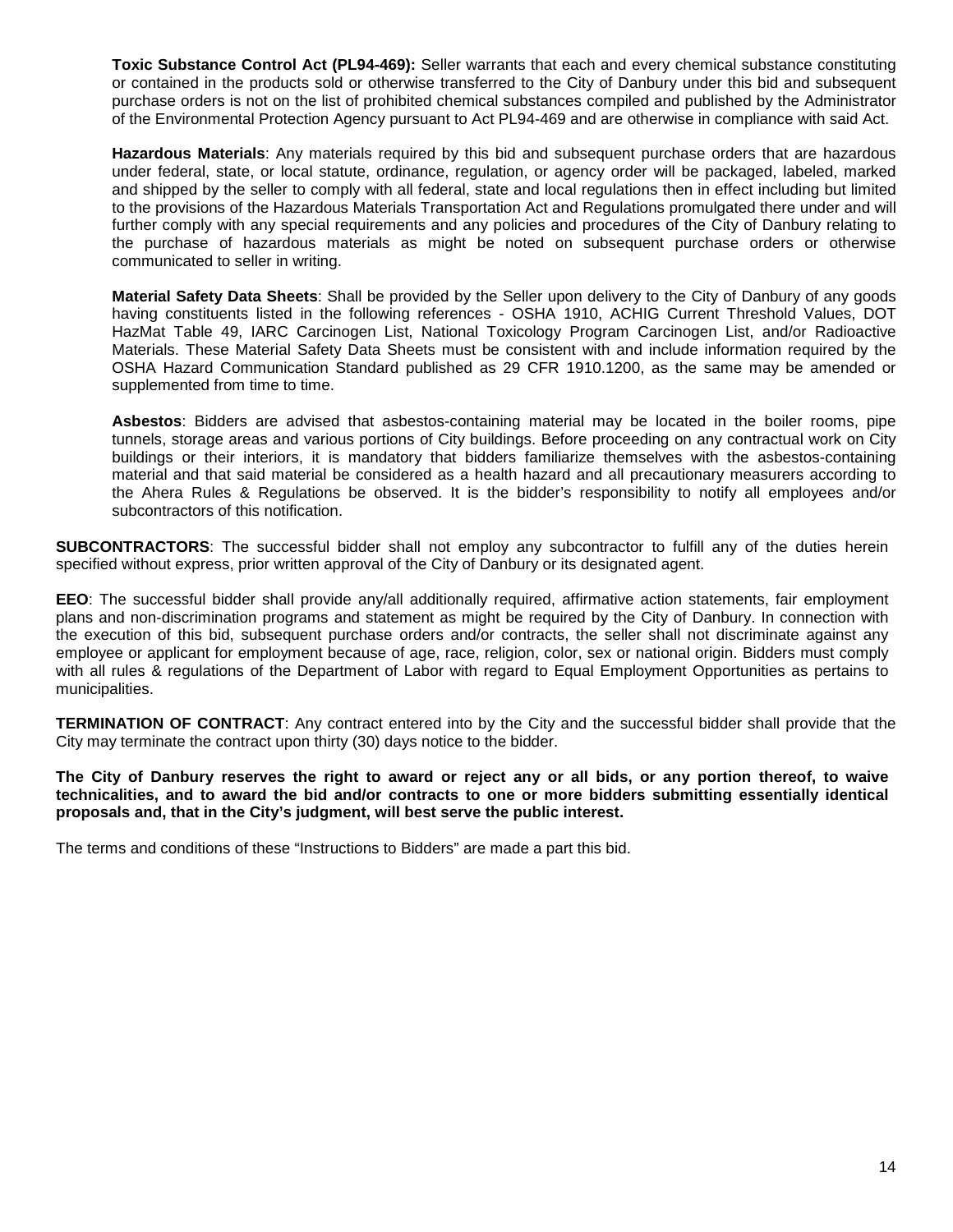**Toxic Substance Control Act (PL94-469):** Seller warrants that each and every chemical substance constituting or contained in the products sold or otherwise transferred to the City of Danbury under this bid and subsequent purchase orders is not on the list of prohibited chemical substances compiled and published by the Administrator of the Environmental Protection Agency pursuant to Act PL94-469 and are otherwise in compliance with said Act.

**Hazardous Materials**: Any materials required by this bid and subsequent purchase orders that are hazardous under federal, state, or local statute, ordinance, regulation, or agency order will be packaged, labeled, marked and shipped by the seller to comply with all federal, state and local regulations then in effect including but limited to the provisions of the Hazardous Materials Transportation Act and Regulations promulgated there under and will further comply with any special requirements and any policies and procedures of the City of Danbury relating to the purchase of hazardous materials as might be noted on subsequent purchase orders or otherwise communicated to seller in writing.

**Material Safety Data Sheets**: Shall be provided by the Seller upon delivery to the City of Danbury of any goods having constituents listed in the following references - OSHA 1910, ACHIG Current Threshold Values, DOT HazMat Table 49, IARC Carcinogen List, National Toxicology Program Carcinogen List, and/or Radioactive Materials. These Material Safety Data Sheets must be consistent with and include information required by the OSHA Hazard Communication Standard published as 29 CFR 1910.1200, as the same may be amended or supplemented from time to time.

**Asbestos**: Bidders are advised that asbestos-containing material may be located in the boiler rooms, pipe tunnels, storage areas and various portions of City buildings. Before proceeding on any contractual work on City buildings or their interiors, it is mandatory that bidders familiarize themselves with the asbestos-containing material and that said material be considered as a health hazard and all precautionary measurers according to the Ahera Rules & Regulations be observed. It is the bidder's responsibility to notify all employees and/or subcontractors of this notification.

**SUBCONTRACTORS**: The successful bidder shall not employ any subcontractor to fulfill any of the duties herein specified without express, prior written approval of the City of Danbury or its designated agent.

**EEO**: The successful bidder shall provide any/all additionally required, affirmative action statements, fair employment plans and non-discrimination programs and statement as might be required by the City of Danbury. In connection with the execution of this bid, subsequent purchase orders and/or contracts, the seller shall not discriminate against any employee or applicant for employment because of age, race, religion, color, sex or national origin. Bidders must comply with all rules & regulations of the Department of Labor with regard to Equal Employment Opportunities as pertains to municipalities.

**TERMINATION OF CONTRACT**: Any contract entered into by the City and the successful bidder shall provide that the City may terminate the contract upon thirty (30) days notice to the bidder.

**The City of Danbury reserves the right to award or reject any or all bids, or any portion thereof, to waive technicalities, and to award the bid and/or contracts to one or more bidders submitting essentially identical proposals and, that in the City's judgment, will best serve the public interest.**

The terms and conditions of these "Instructions to Bidders" are made a part this bid.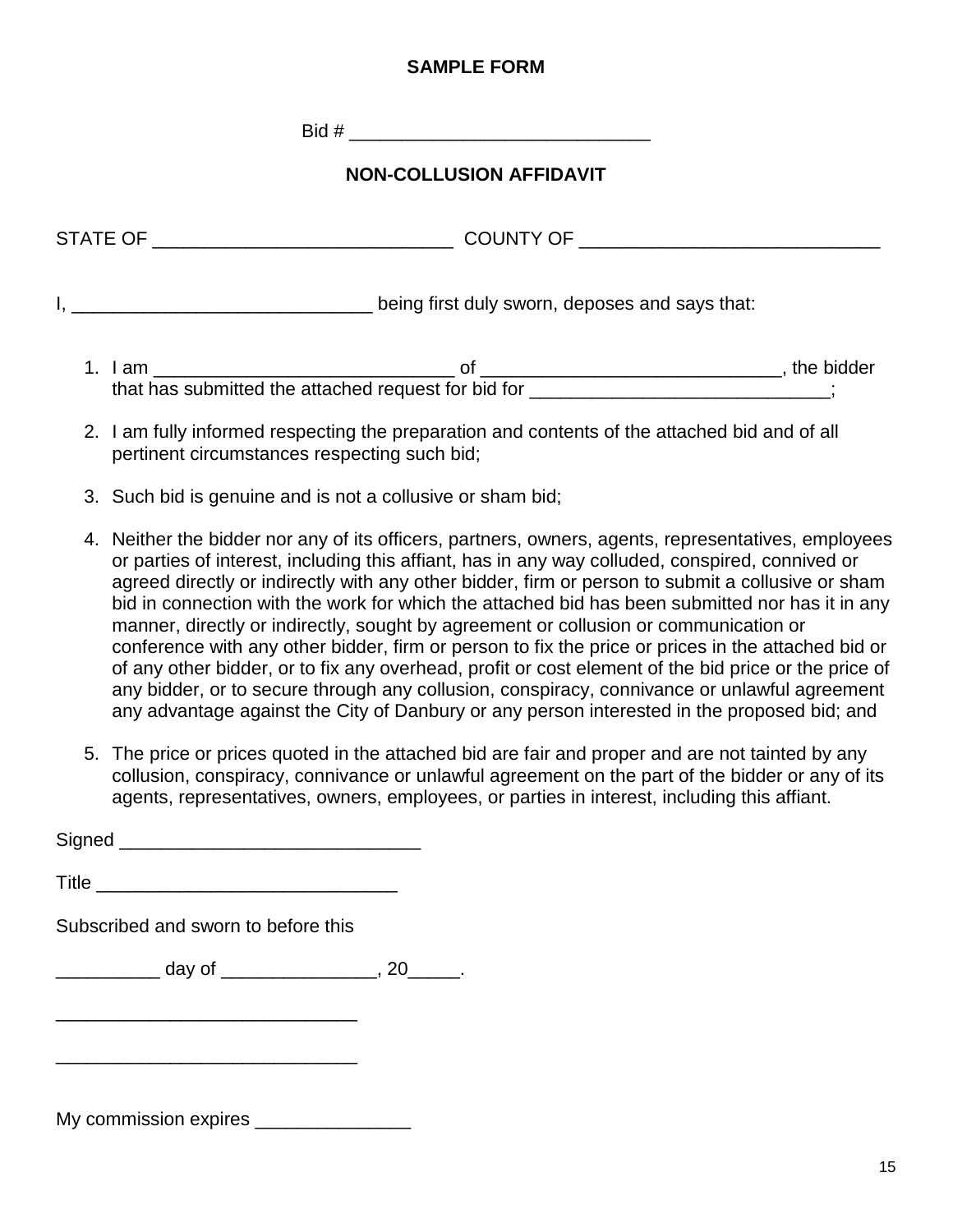**SAMPLE FORM**

Bid # ____________________________

**NON-COLLUSION AFFIDAVIT**

STATE OF ____________________________ COUNTY OF ____________________________

I, ____________________________ being first duly sworn, deposes and says that:

1. I am ____________________________ of ____________________________, the bidder that has submitted the attached request for bid for ____________________________;
2. I am fully informed respecting the preparation and contents of the attached bid and of all pertinent circumstances respecting such bid;
3. Such bid is genuine and is not a collusive or sham bid;
4. Neither the bidder nor any of its officers, partners, owners, agents, representatives, employees or parties of interest, including this affiant, has in any way colluded, conspired, connived or agreed directly or indirectly with any other bidder, firm or person to submit a collusive or sham bid in connection with the work for which the attached bid has been submitted nor has it in any manner, directly or indirectly, sought by agreement or collusion or communication or conference with any other bidder, firm or person to fix the price or prices in the attached bid or of any other bidder, or to fix any overhead, profit or cost element of the bid price or the price of any bidder, or to secure through any collusion, conspiracy, connivance or unlawful agreement any advantage against the City of Danbury or any person interested in the proposed bid; and
5. The price or prices quoted in the attached bid are fair and proper and are not tainted by any collusion, conspiracy, connivance or unlawful agreement on the part of the bidder or any of its agents, representatives, owners, employees, or parties in interest, including this affiant.

Signed ____________________________

Title ____________________________

Subscribed and sworn to before this

__________ day of _______________, 20_____.

____________________________

____________________________

My commission expires _______________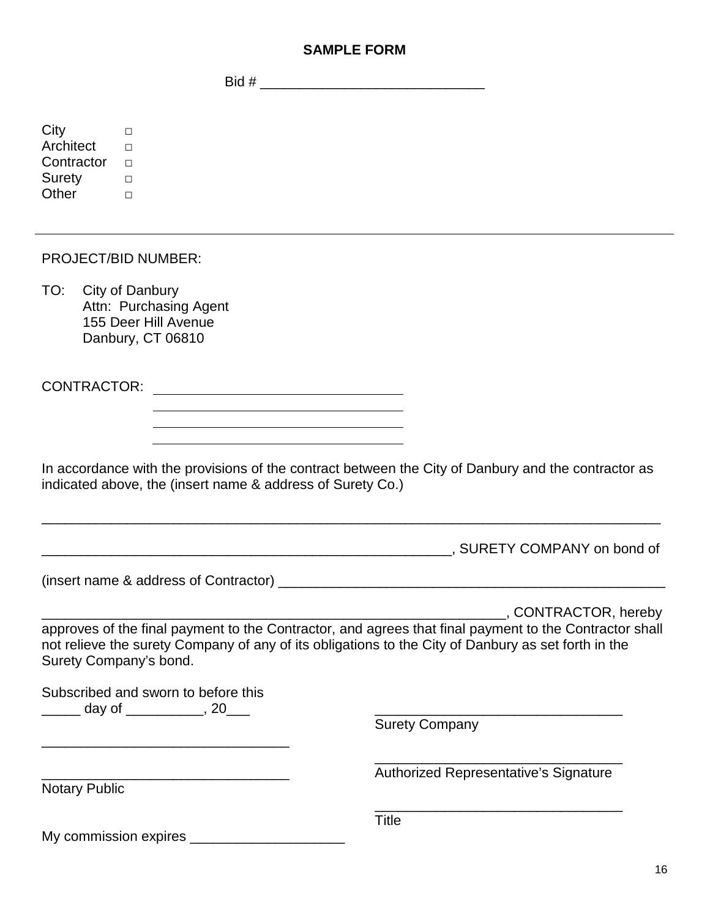**SAMPLE FORM**

Bid # ____________________________

City □
Architect □
Contractor □
Surety □
Other □

---

PROJECT/BID NUMBER:

TO: City of Danbury
Attn: Purchasing Agent
155 Deer Hill Avenue
Danbury, CT 06810

CONTRACTOR: ________________________________
________________________________
________________________________
________________________________

In accordance with the provisions of the contract between the City of Danbury and the contractor as indicated above, the (insert name & address of Surety Co.)

____________________________________________________________________________

___________________________________________________, SURETY COMPANY on bond of

(insert name & address of Contractor) ________________________________________________

______________________________________________________________, CONTRACTOR, hereby approves of the final payment to the Contractor, and agrees that final payment to the Contractor shall not relieve the surety Company of any of its obligations to the City of Danbury as set forth in the Surety Company's bond.

Subscribed and sworn to before this
_____ day of __________, 20___

________________________________

________________________________
Notary Public

My commission expires ____________________

________________________________
Surety Company

________________________________
Authorized Representative's Signature

________________________________
Title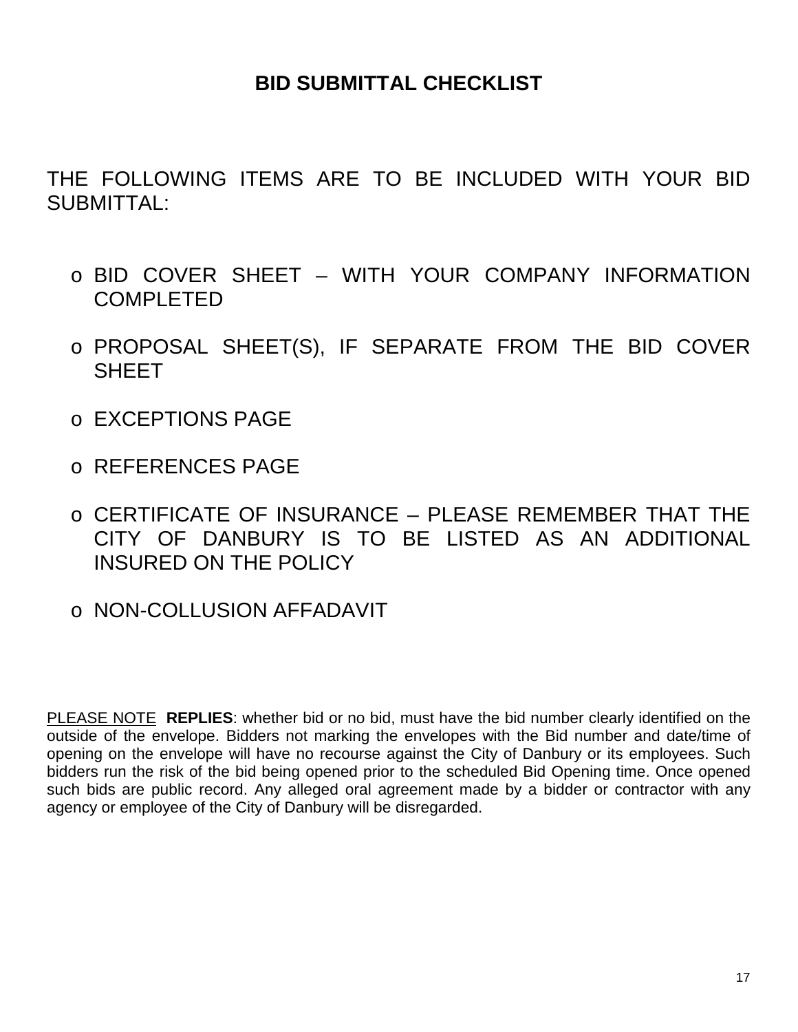# BID SUBMITTAL CHECKLIST

THE FOLLOWING ITEMS ARE TO BE INCLUDED WITH YOUR BID SUBMITTAL:

- BID COVER SHEET – WITH YOUR COMPANY INFORMATION COMPLETED
- PROPOSAL SHEET(S), IF SEPARATE FROM THE BID COVER SHEET
- EXCEPTIONS PAGE
- REFERENCES PAGE
- CERTIFICATE OF INSURANCE – PLEASE REMEMBER THAT THE CITY OF DANBURY IS TO BE LISTED AS AN ADDITIONAL INSURED ON THE POLICY
- NON-COLLUSION AFFADAVIT

<u>PLEASE NOTE</u> **REPLIES**: whether bid or no bid, must have the bid number clearly identified on the outside of the envelope. Bidders not marking the envelopes with the Bid number and date/time of opening on the envelope will have no recourse against the City of Danbury or its employees. Such bidders run the risk of the bid being opened prior to the scheduled Bid Opening time. Once opened such bids are public record. Any alleged oral agreement made by a bidder or contractor with any agency or employee of the City of Danbury will be disregarded.